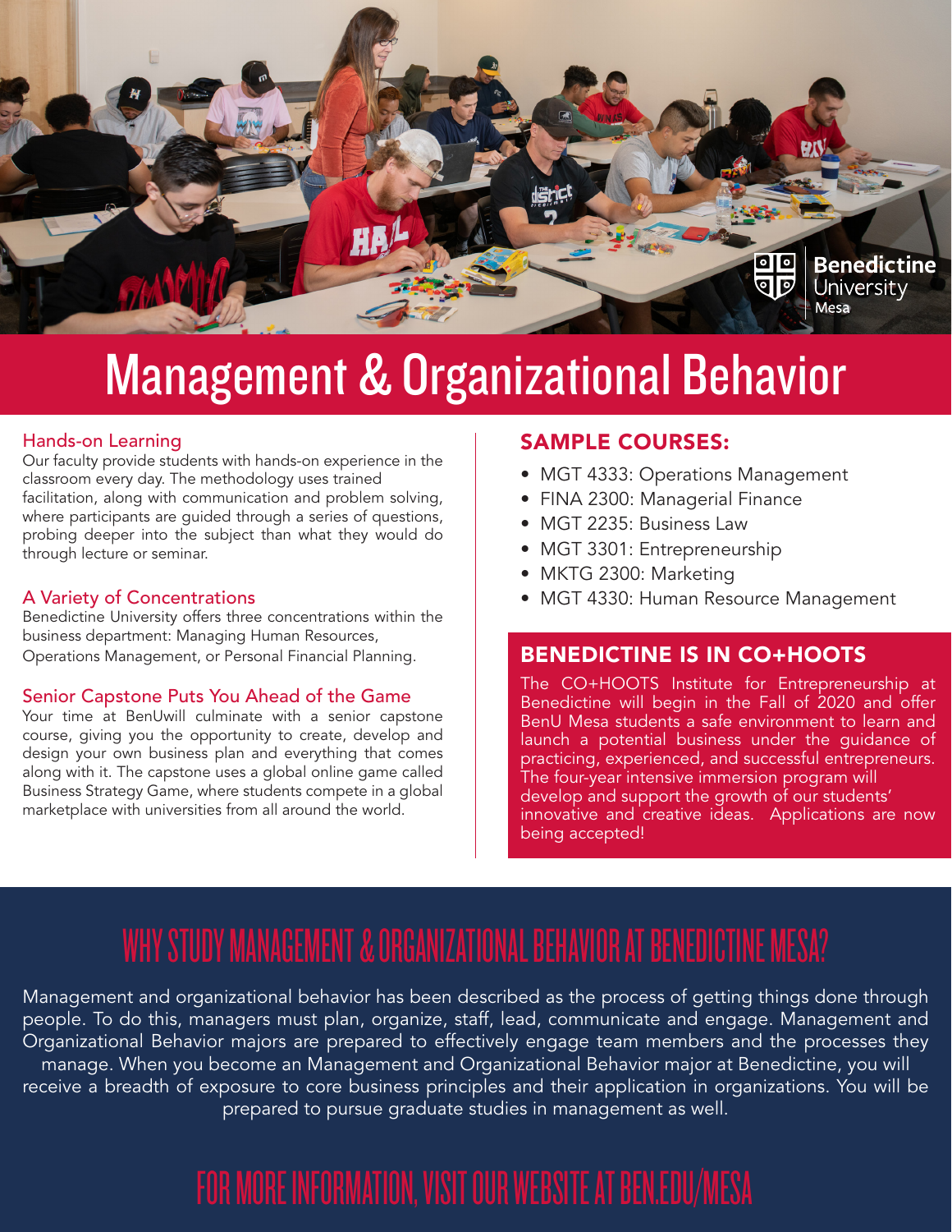# Management & Organizational Behavior

## Hands-on Learning

Our faculty provide students with hands-on experience in the classroom every day. The methodology uses trained facilitation, along with communication and problem solving, where participants are guided through a series of questions, probing deeper into the subject than what they would do through lecture or seminar.

## A Variety of Concentrations

Benedictine University offers three concentrations within the business department: Managing Human Resources, Operations Management, or Personal Financial Planning.

## Senior Capstone Puts You Ahead of the Game

Your time at BenUwill culminate with a senior capstone course, giving you the opportunity to create, develop and design your own business plan and everything that comes along with it. The capstone uses a global online game called Business Strategy Game, where students compete in a global marketplace with universities from all around the world.

## SAMPLE COURSES:

- MGT 4333: Operations Management
- FINA 2300: Managerial Finance
- MGT 2235: Business Law
- MGT 3301: Entrepreneurship
- MKTG 2300: Marketing
- MGT 4330: Human Resource Management

## BENEDICTINE IS IN CO+HOOTS

The CO+HOOTS Institute for Entrepreneurship at Benedictine will begin in the Fall of 2020 and offer BenU Mesa students a safe environment to learn and launch a potential business under the guidance of practicing, experienced, and successful entrepreneurs. The four-year intensive immersion program will develop and support the growth of our students' innovative and creative ideas. Applications are now being accepted!

## WHY STUDY MANAGEMENT & ORGANIZATIONAL BEHAVIOR AT BENEDICTINE MESA?

Management and organizational behavior has been described as the process of getting things done through people. To do this, managers must plan, organize, staff, lead, communicate and engage. Management and Organizational Behavior majors are prepared to effectively engage team members and the processes they manage. When you become an Management and Organizational Behavior major at Benedictine, you will receive a breadth of exposure to core business principles and their application in organizations. You will be prepared to pursue graduate studies in management as well.

## FOR MORE INFORMATION, VISIT OUR WEBSITE AT BEN.EDU/MESA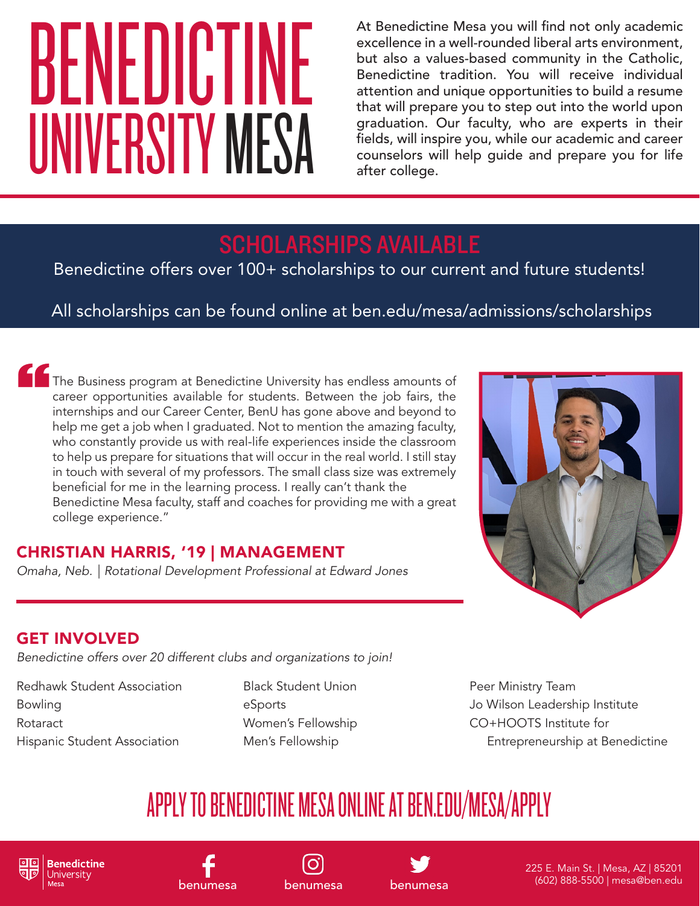# BENEDICTINE UNIVERSITY MESA

At Benedictine Mesa you will find not only academic excellence in a well-rounded liberal arts environment, but also a values-based community in the Catholic, Benedictine tradition. You will receive individual attention and unique opportunities to build a resume that will prepare you to step out into the world upon graduation. Our faculty, who are experts in their fields, will inspire you, while our academic and career counselors will help guide and prepare you for life after college.

## SCHOLARSHIPS AVAILABLE

Benedictine offers over 100+ scholarships to our current and future students!

All scholarships can be found online at ben.edu/mesa/admissions/scholarships

"The Business program at Benedictine University has endless amounts of career opportunities available for students. Between the job fairs, the internships and our Career Center, BenU has gone above and beyond to help me get a job when I graduated. Not to mention the amazing faculty, who constantly provide us with real-life experiences inside the classroom to help us prepare for situations that will occur in the real world. I still stay in touch with several of my professors. The small class size was extremely beneficial for me in the learning process. I really can't thank the Benedictine Mesa faculty, staff and coaches for providing me with a great college experience."

**CHRISTIAN HARRIS, '19 | MANAGEMENT**

*Omaha, Neb. | Rotational Development Professional at Edward Jones*

## GET INVOLVED

*Benedictine offers over 20 different clubs and organizations to join!*

- Redhawk Student Association
- Bowling
- Rotaract
- Hispanic Student Association
- Black Student Union
- eSports
- Women's Fellowship
- Men's Fellowship
- Peer Ministry Team
- Jo Wilson Leadership Institute
- CO+HOOTS Institute for Entrepreneurship at Benedictine

## APPLY TO BENEDICTINE MESA ONLINE AT BEN.EDU/MESA/APPLY

Benedictine University Mesa

benumesa | benumesa | benumesa

225 E. Main St. | Mesa, AZ | 85201
(602) 888-5500 | mesa@ben.edu